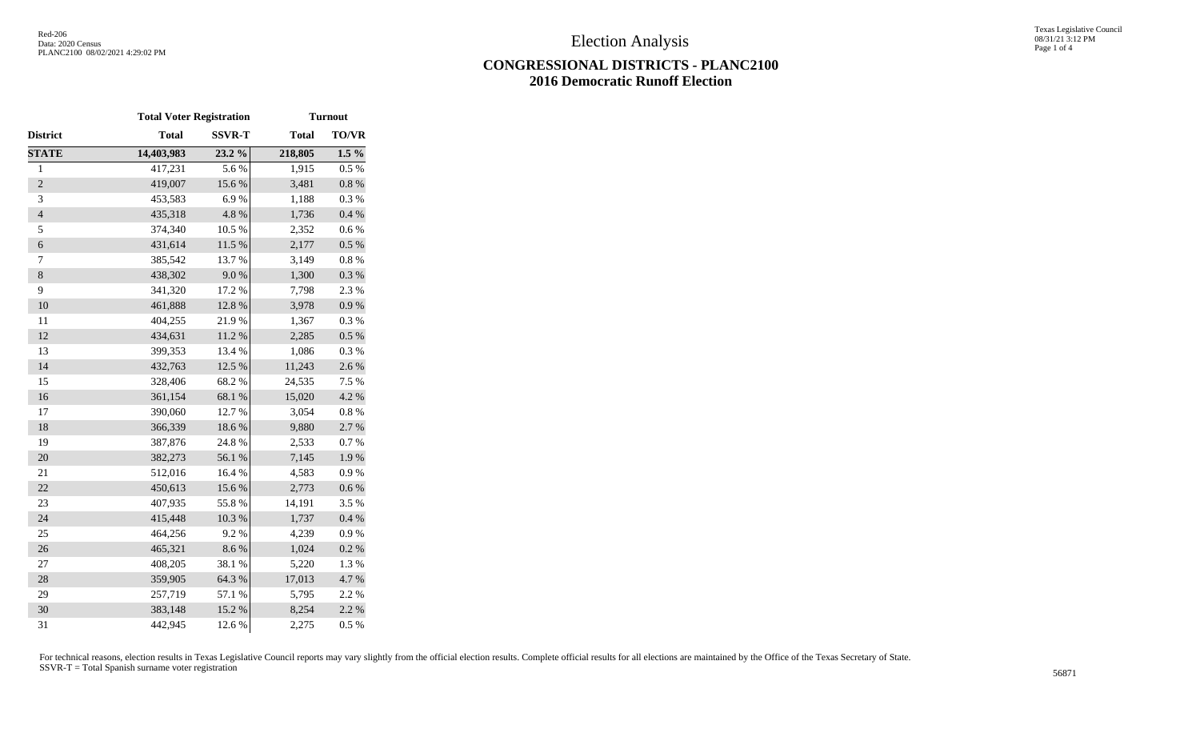# Election Analysis

## CONGRESSIONAL DISTRICTS - PLANC2100
## 2016 Democratic Runoff Election

| | Total Voter Registration | | Turnout | |
|---|---|---|---|---|
| District | Total | SSVR-T | Total | TO/VR |
| **STATE** | **14,403,983** | **23.2 %** | **218,805** | **1.5 %** |
| 1 | 417,231 | 5.6 % | 1,915 | 0.5 % |
| 2 | 419,007 | 15.6 % | 3,481 | 0.8 % |
| 3 | 453,583 | 6.9 % | 1,188 | 0.3 % |
| 4 | 435,318 | 4.8 % | 1,736 | 0.4 % |
| 5 | 374,340 | 10.5 % | 2,352 | 0.6 % |
| 6 | 431,614 | 11.5 % | 2,177 | 0.5 % |
| 7 | 385,542 | 13.7 % | 3,149 | 0.8 % |
| 8 | 438,302 | 9.0 % | 1,300 | 0.3 % |
| 9 | 341,320 | 17.2 % | 7,798 | 2.3 % |
| 10 | 461,888 | 12.8 % | 3,978 | 0.9 % |
| 11 | 404,255 | 21.9 % | 1,367 | 0.3 % |
| 12 | 434,631 | 11.2 % | 2,285 | 0.5 % |
| 13 | 399,353 | 13.4 % | 1,086 | 0.3 % |
| 14 | 432,763 | 12.5 % | 11,243 | 2.6 % |
| 15 | 328,406 | 68.2 % | 24,535 | 7.5 % |
| 16 | 361,154 | 68.1 % | 15,020 | 4.2 % |
| 17 | 390,060 | 12.7 % | 3,054 | 0.8 % |
| 18 | 366,339 | 18.6 % | 9,880 | 2.7 % |
| 19 | 387,876 | 24.8 % | 2,533 | 0.7 % |
| 20 | 382,273 | 56.1 % | 7,145 | 1.9 % |
| 21 | 512,016 | 16.4 % | 4,583 | 0.9 % |
| 22 | 450,613 | 15.6 % | 2,773 | 0.6 % |
| 23 | 407,935 | 55.8 % | 14,191 | 3.5 % |
| 24 | 415,448 | 10.3 % | 1,737 | 0.4 % |
| 25 | 464,256 | 9.2 % | 4,239 | 0.9 % |
| 26 | 465,321 | 8.6 % | 1,024 | 0.2 % |
| 27 | 408,205 | 38.1 % | 5,220 | 1.3 % |
| 28 | 359,905 | 64.3 % | 17,013 | 4.7 % |
| 29 | 257,719 | 57.1 % | 5,795 | 2.2 % |
| 30 | 383,148 | 15.2 % | 8,254 | 2.2 % |
| 31 | 442,945 | 12.6 % | 2,275 | 0.5 % |

For technical reasons, election results in Texas Legislative Council reports may vary slightly from the official election results. Complete official results for all elections are maintained by the Office of the Texas Secretary of State.
SSVR-T = Total Spanish surname voter registration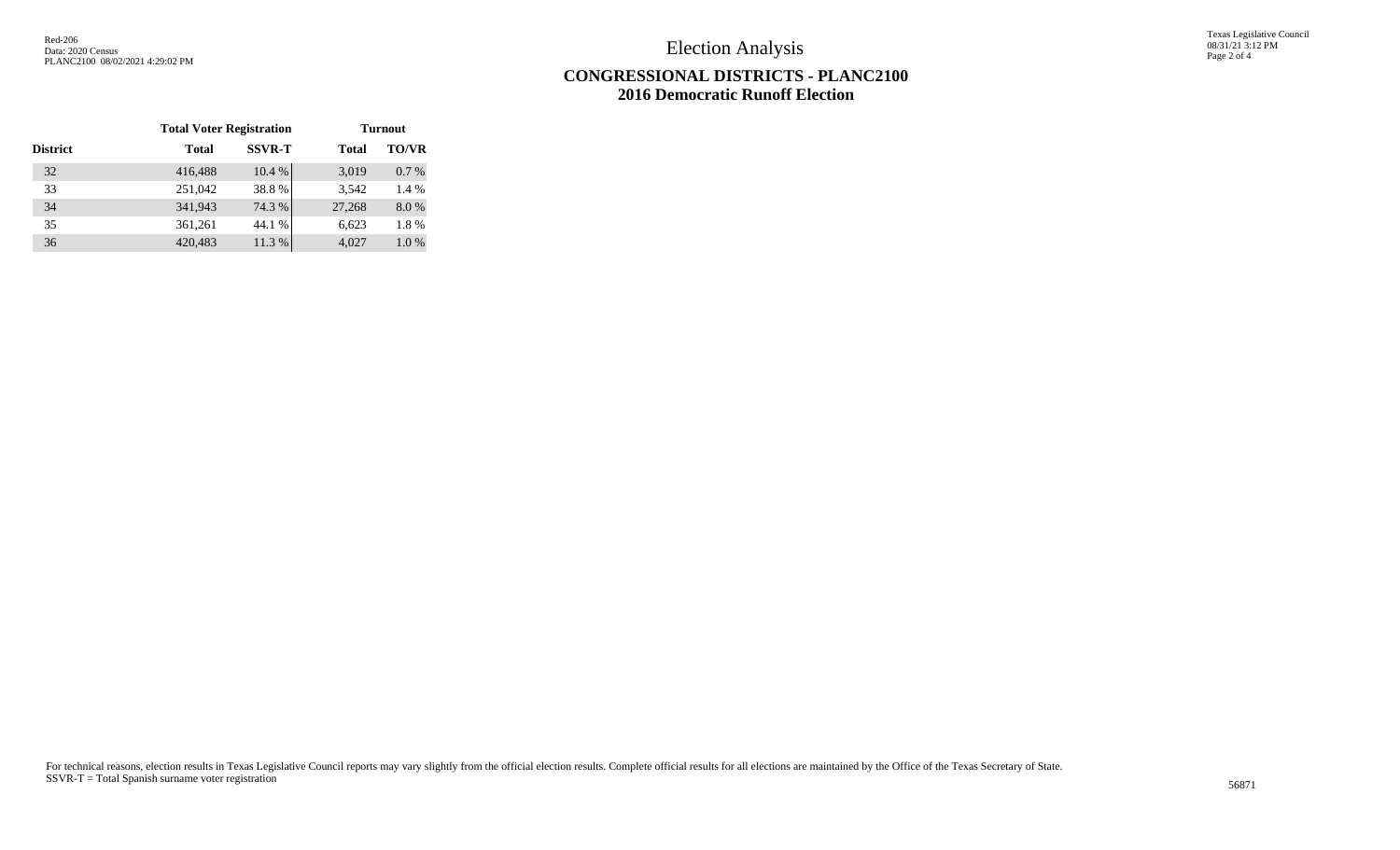# Election Analysis

## CONGRESSIONAL DISTRICTS - PLANC2100
## 2016 Democratic Runoff Election

| District | Total Voter Registration | | Turnout | |
|---|---|---|---|---|
| | Total | SSVR-T | Total | TO/VR |
| 32 | 416,488 | 10.4 % | 3,019 | 0.7 % |
| 33 | 251,042 | 38.8 % | 3,542 | 1.4 % |
| 34 | 341,943 | 74.3 % | 27,268 | 8.0 % |
| 35 | 361,261 | 44.1 % | 6,623 | 1.8 % |
| 36 | 420,483 | 11.3 % | 4,027 | 1.0 % |

For technical reasons, election results in Texas Legislative Council reports may vary slightly from the official election results. Complete official results for all elections are maintained by the Office of the Texas Secretary of State.
SSVR-T = Total Spanish surname voter registration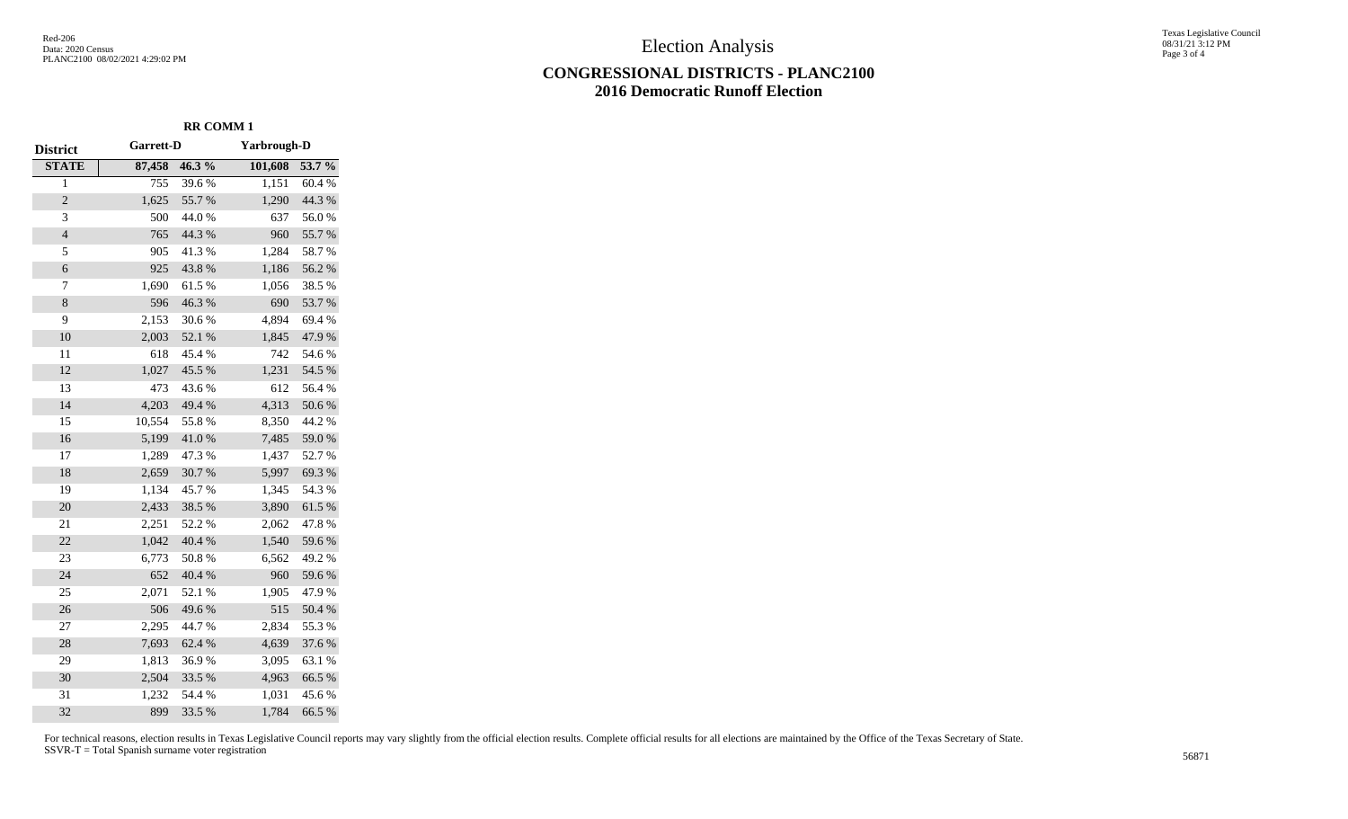# Election Analysis

## CONGRESSIONAL DISTRICTS - PLANC2100
## 2016 Democratic Runoff Election

| | RR COMM 1 | | | |
|---|---|---|---|---|
| District | Garrett-D | | Yarbrough-D | |
| STATE | 87,458 | 46.3 % | 101,608 | 53.7 % |
| 1 | 755 | 39.6 % | 1,151 | 60.4 % |
| 2 | 1,625 | 55.7 % | 1,290 | 44.3 % |
| 3 | 500 | 44.0 % | 637 | 56.0 % |
| 4 | 765 | 44.3 % | 960 | 55.7 % |
| 5 | 905 | 41.3 % | 1,284 | 58.7 % |
| 6 | 925 | 43.8 % | 1,186 | 56.2 % |
| 7 | 1,690 | 61.5 % | 1,056 | 38.5 % |
| 8 | 596 | 46.3 % | 690 | 53.7 % |
| 9 | 2,153 | 30.6 % | 4,894 | 69.4 % |
| 10 | 2,003 | 52.1 % | 1,845 | 47.9 % |
| 11 | 618 | 45.4 % | 742 | 54.6 % |
| 12 | 1,027 | 45.5 % | 1,231 | 54.5 % |
| 13 | 473 | 43.6 % | 612 | 56.4 % |
| 14 | 4,203 | 49.4 % | 4,313 | 50.6 % |
| 15 | 10,554 | 55.8 % | 8,350 | 44.2 % |
| 16 | 5,199 | 41.0 % | 7,485 | 59.0 % |
| 17 | 1,289 | 47.3 % | 1,437 | 52.7 % |
| 18 | 2,659 | 30.7 % | 5,997 | 69.3 % |
| 19 | 1,134 | 45.7 % | 1,345 | 54.3 % |
| 20 | 2,433 | 38.5 % | 3,890 | 61.5 % |
| 21 | 2,251 | 52.2 % | 2,062 | 47.8 % |
| 22 | 1,042 | 40.4 % | 1,540 | 59.6 % |
| 23 | 6,773 | 50.8 % | 6,562 | 49.2 % |
| 24 | 652 | 40.4 % | 960 | 59.6 % |
| 25 | 2,071 | 52.1 % | 1,905 | 47.9 % |
| 26 | 506 | 49.6 % | 515 | 50.4 % |
| 27 | 2,295 | 44.7 % | 2,834 | 55.3 % |
| 28 | 7,693 | 62.4 % | 4,639 | 37.6 % |
| 29 | 1,813 | 36.9 % | 3,095 | 63.1 % |
| 30 | 2,504 | 33.5 % | 4,963 | 66.5 % |
| 31 | 1,232 | 54.4 % | 1,031 | 45.6 % |
| 32 | 899 | 33.5 % | 1,784 | 66.5 % |

For technical reasons, election results in Texas Legislative Council reports may vary slightly from the official election results. Complete official results for all elections are maintained by the Office of the Texas Secretary of State.
SSVR-T = Total Spanish surname voter registration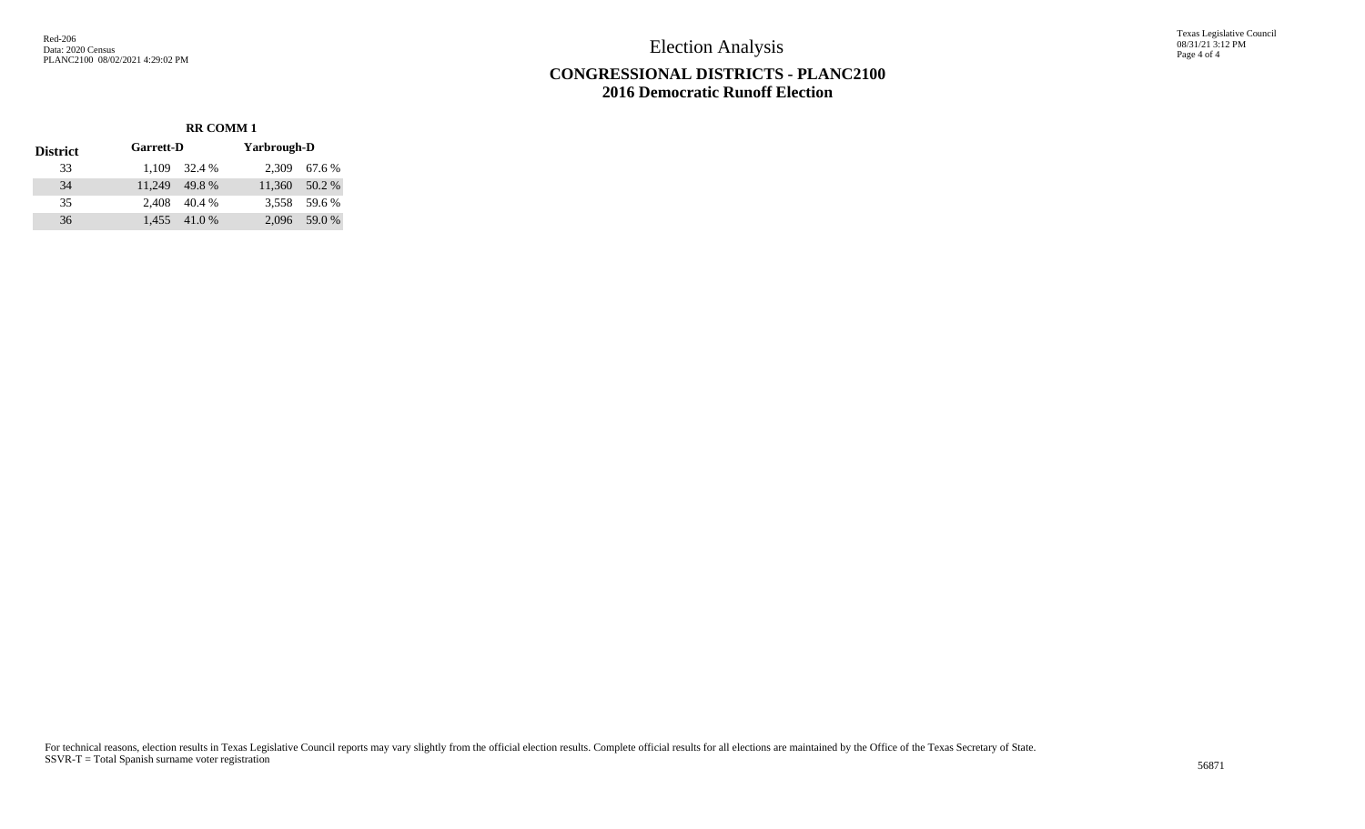# Election Analysis

## CONGRESSIONAL DISTRICTS - PLANC2100
## 2016 Democratic Runoff Election

| District | RR COMM 1 | | | |
|---|---|---|---|---|
| | Garrett-D | | Yarbrough-D | |
| 33 | 1,109 | 32.4 % | 2,309 | 67.6 % |
| 34 | 11,249 | 49.8 % | 11,360 | 50.2 % |
| 35 | 2,408 | 40.4 % | 3,558 | 59.6 % |
| 36 | 1,455 | 41.0 % | 2,096 | 59.0 % |

For technical reasons, election results in Texas Legislative Council reports may vary slightly from the official election results. Complete official results for all elections are maintained by the Office of the Texas Secretary of State.
SSVR-T = Total Spanish surname voter registration